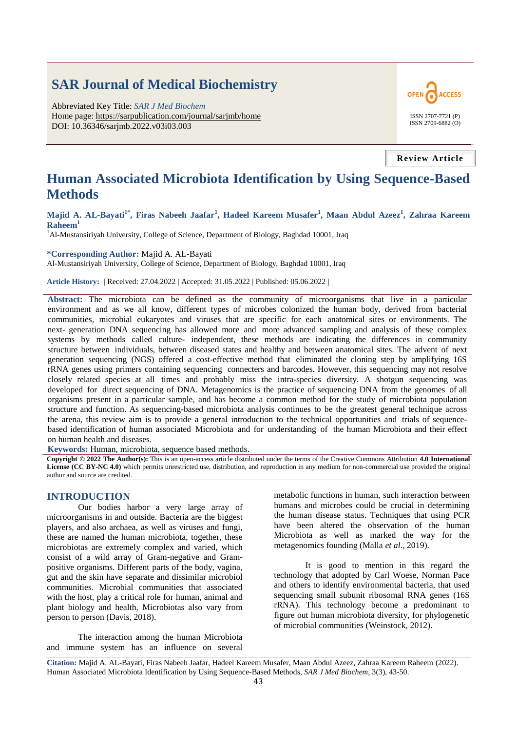# SAR Journal of Medical Biochemistry

Abbreviated Key Title: *SAR J Med Biochem*
Home page: https://sarpublication.com/journal/sarjmb/home
DOI: 10.36346/sarjmb.2022.v03i03.003

OPEN ACCESS

ISSN 2707-7721 (P)
ISSN 2709-6882 (O)

**Review Article**

# Human Associated Microbiota Identification by Using Sequence-Based Methods

**Majid A. AL-Bayati[1*], Firas Nabeeh Jaafar[1], Hadeel Kareem Musafer[1], Maan Abdul Azeez[1], Zahraa Kareem Raheem[1]**

[1]Al-Mustansiriyah University, College of Science, Department of Biology, Baghdad 10001, Iraq

**\*Corresponding Author:** Majid A. AL-Bayati
Al-Mustansiriyah University, College of Science, Department of Biology, Baghdad 10001, Iraq

**Article History:** | Received: 27.04.2022 | Accepted: 31.05.2022 | Published: 05.06.2022 |

**Abstract:** The microbiota can be defined as the community of microorganisms that live in a particular environment and as we all know, different types of microbes colonized the human body, derived from bacterial communities, microbial eukaryotes and viruses that are specific for each anatomical sites or environments. The next- generation DNA sequencing has allowed more and more advanced sampling and analysis of these complex systems by methods called culture- independent, these methods are indicating the differences in community structure between individuals, between diseased states and healthy and between anatomical sites. The advent of next generation sequencing (NGS) offered a cost-effective method that eliminated the cloning step by amplifying 16S rRNA genes using primers containing sequencing connecters and barcodes. However, this sequencing may not resolve closely related species at all times and probably miss the intra-species diversity. A shotgun sequencing was developed for direct sequencing of DNA. Metagenomics is the practice of sequencing DNA from the genomes of all organisms present in a particular sample, and has become a common method for the study of microbiota population structure and function. As sequencing-based microbiota analysis continues to be the greatest general technique across the arena, this review aim is to provide a general introduction to the technical opportunities and trials of sequence-based identification of human associated Microbiota and for understanding of the human Microbiota and their effect on human health and diseases.

**Keywords:** Human, microbiota, sequence based methods.

**Copyright © 2022 The Author(s):** This is an open-access article distributed under the terms of the Creative Commons Attribution **4.0 International License (CC BY-NC 4.0)** which permits unrestricted use, distribution, and reproduction in any medium for non-commercial use provided the original author and source are credited.

## INTRODUCTION

Our bodies harbor a very large array of microorganisms in and outside. Bacteria are the biggest players, and also archaea, as well as viruses and fungi, these are named the human microbiota, together, these microbiotas are extremely complex and varied, which consist of a wild array of Gram-negative and Gram-positive organisms. Different parts of the body, vagina, gut and the skin have separate and dissimilar microbiol communities. Microbial communities that associated with the host, play a critical role for human, animal and plant biology and health, Microbiotas also vary from person to person (Davis, 2018).

The interaction among the human Microbiota and immune system has an influence on several metabolic functions in human, such interaction between humans and microbes could be crucial in determining the human disease status. Techniques that using PCR have been altered the observation of the human Microbiota as well as marked the way for the metagenomics founding (Malla *et al*., 2019).

It is good to mention in this regard the technology that adopted by Carl Woese, Norman Pace and others to identify environmental bacteria, that used sequencing small subunit ribosomal RNA genes (16S rRNA). This technology become a predominant to figure out human microbiota diversity, for phylogenetic of microbial communities (Weinstock, 2012).

**Citation:** Majid A. AL-Bayati, Firas Nabeeh Jaafar, Hadeel Kareem Musafer, Maan Abdul Azeez, Zahraa Kareem Raheem (2022). Human Associated Microbiota Identification by Using Sequence-Based Methods, *SAR J Med Biochem*, 3(3), 43-50.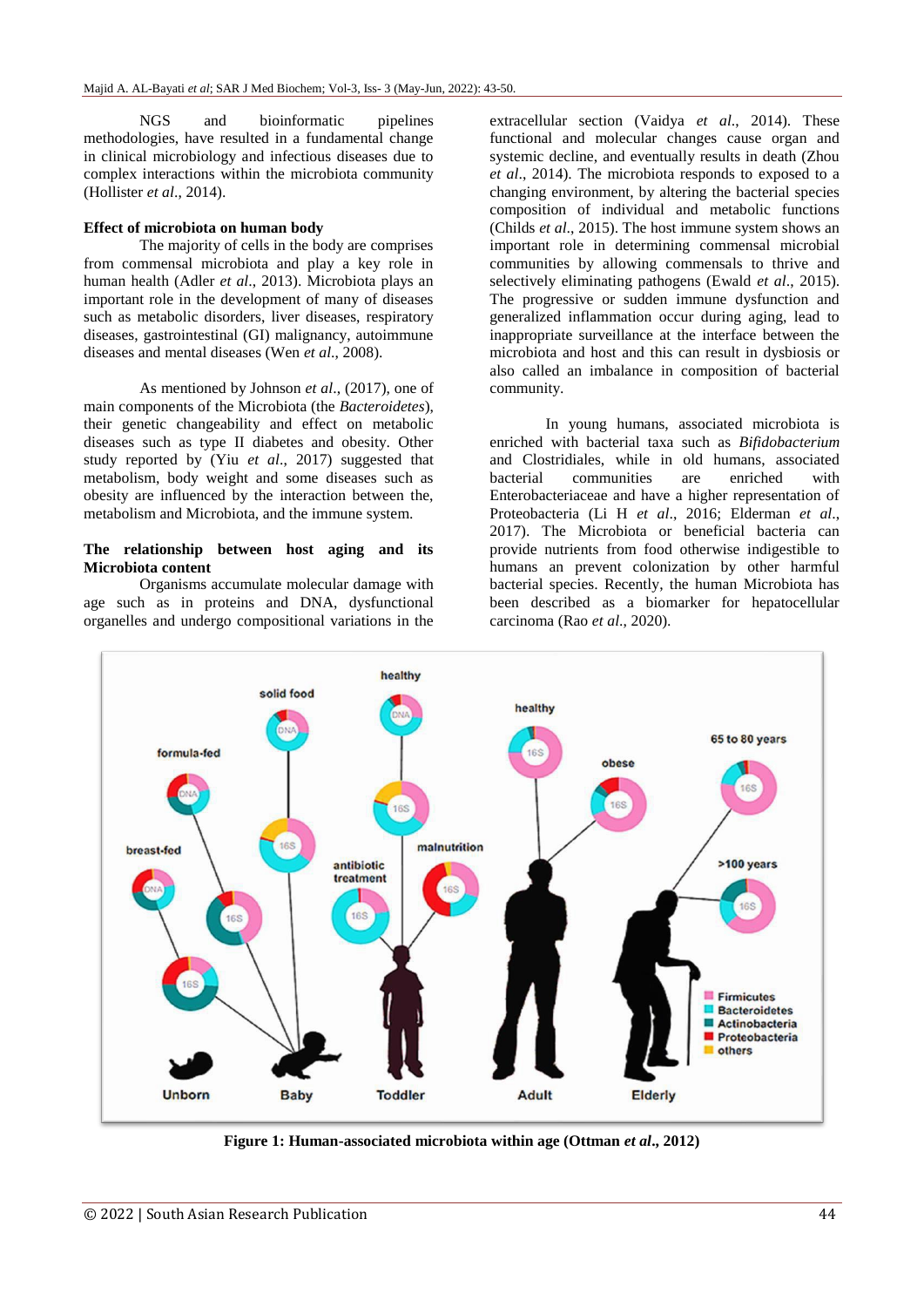NGS and bioinformatic pipelines methodologies, have resulted in a fundamental change in clinical microbiology and infectious diseases due to complex interactions within the microbiota community (Hollister *et al*., 2014).

### Effect of microbiota on human body

The majority of cells in the body are comprises from commensal microbiota and play a key role in human health (Adler *et al*., 2013). Microbiota plays an important role in the development of many of diseases such as metabolic disorders, liver diseases, respiratory diseases, gastrointestinal (GI) malignancy, autoimmune diseases and mental diseases (Wen *et al*., 2008).

As mentioned by Johnson *et al*., (2017), one of main components of the Microbiota (the *Bacteroidetes*), their genetic changeability and effect on metabolic diseases such as type II diabetes and obesity. Other study reported by (Yiu *et al*., 2017) suggested that metabolism, body weight and some diseases such as obesity are influenced by the interaction between the, metabolism and Microbiota, and the immune system.

### The relationship between host aging and its Microbiota content

Organisms accumulate molecular damage with age such as in proteins and DNA, dysfunctional organelles and undergo compositional variations in the extracellular section (Vaidya *et al*., 2014). These functional and molecular changes cause organ and systemic decline, and eventually results in death (Zhou *et al*., 2014). The microbiota responds to exposed to a changing environment, by altering the bacterial species composition of individual and metabolic functions (Childs *et al*., 2015). The host immune system shows an important role in determining commensal microbial communities by allowing commensals to thrive and selectively eliminating pathogens (Ewald *et al*., 2015). The progressive or sudden immune dysfunction and generalized inflammation occur during aging, lead to inappropriate surveillance at the interface between the microbiota and host and this can result in dysbiosis or also called an imbalance in composition of bacterial community.

In young humans, associated microbiota is enriched with bacterial taxa such as *Bifidobacterium* and Clostridiales, while in old humans, associated bacterial communities are enriched with Enterobacteriaceae and have a higher representation of Proteobacteria (Li H *et al*., 2016; Elderman *et al*., 2017). The Microbiota or beneficial bacteria can provide nutrients from food otherwise indigestible to humans an prevent colonization by other harmful bacterial species. Recently, the human Microbiota has been described as a biomarker for hepatocellular carcinoma (Rao *et al*., 2020).

healthy
solid food
formula-fed
breast-fed
antibiotic treatment
malnutrition
healthy
obese
65 to 80 years
>100 years
DNA
16S
Firmicutes
Bacteroidetes
Actinobacteria
Proteobacteria
others
Unborn
Baby
Toddler
Adult
Elderly

**Figure 1: Human-associated microbiota within age (Ottman *et al*., 2012)**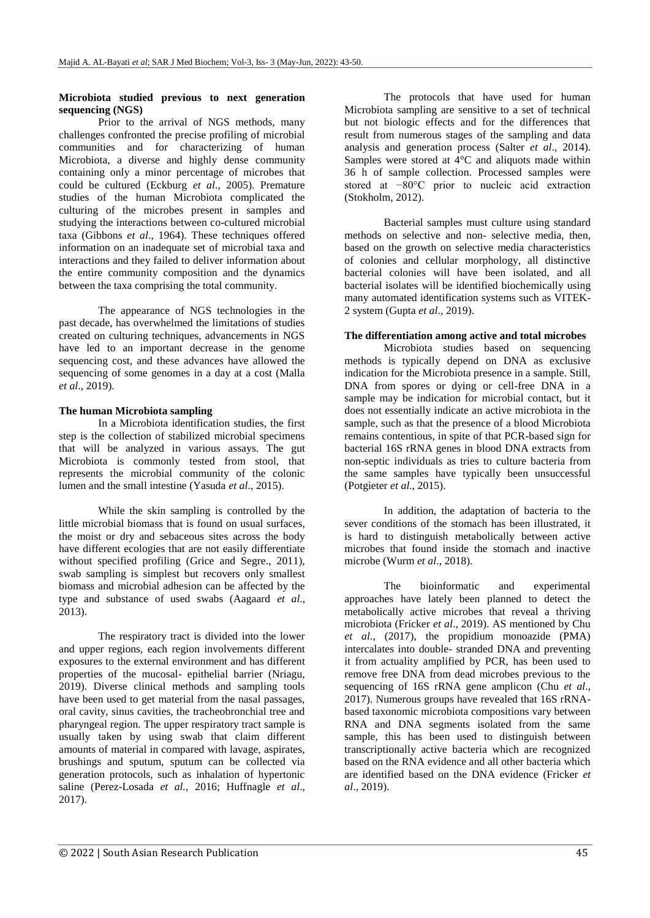**Microbiota studied previous to next generation sequencing (NGS)**

Prior to the arrival of NGS methods, many challenges confronted the precise profiling of microbial communities and for characterizing of human Microbiota, a diverse and highly dense community containing only a minor percentage of microbes that could be cultured (Eckburg *et al*., 2005). Premature studies of the human Microbiota complicated the culturing of the microbes present in samples and studying the interactions between co-cultured microbial taxa (Gibbons *et al*., 1964). These techniques offered information on an inadequate set of microbial taxa and interactions and they failed to deliver information about the entire community composition and the dynamics between the taxa comprising the total community.

The appearance of NGS technologies in the past decade, has overwhelmed the limitations of studies created on culturing techniques, advancements in NGS have led to an important decrease in the genome sequencing cost, and these advances have allowed the sequencing of some genomes in a day at a cost (Malla *et al*., 2019).

**The human Microbiota sampling**

In a Microbiota identification studies, the first step is the collection of stabilized microbial specimens that will be analyzed in various assays. The gut Microbiota is commonly tested from stool, that represents the microbial community of the colonic lumen and the small intestine (Yasuda *et al*., 2015).

While the skin sampling is controlled by the little microbial biomass that is found on usual surfaces, the moist or dry and sebaceous sites across the body have different ecologies that are not easily differentiate without specified profiling (Grice and Segre., 2011), swab sampling is simplest but recovers only smallest biomass and microbial adhesion can be affected by the type and substance of used swabs (Aagaard *et al*., 2013).

The respiratory tract is divided into the lower and upper regions, each region involvements different exposures to the external environment and has different properties of the mucosal- epithelial barrier (Nriagu, 2019). Diverse clinical methods and sampling tools have been used to get material from the nasal passages, oral cavity, sinus cavities, the tracheobronchial tree and pharyngeal region. The upper respiratory tract sample is usually taken by using swab that claim different amounts of material in compared with lavage, aspirates, brushings and sputum, sputum can be collected via generation protocols, such as inhalation of hypertonic saline (Perez-Losada *et al.*, 2016; Huffnagle *et al*., 2017).

The protocols that have used for human Microbiota sampling are sensitive to a set of technical but not biologic effects and for the differences that result from numerous stages of the sampling and data analysis and generation process (Salter *et al*., 2014). Samples were stored at 4°C and aliquots made within 36 h of sample collection. Processed samples were stored at −80°C prior to nucleic acid extraction (Stokholm, 2012).

Bacterial samples must culture using standard methods on selective and non- selective media, then, based on the growth on selective media characteristics of colonies and cellular morphology, all distinctive bacterial colonies will have been isolated, and all bacterial isolates will be identified biochemically using many automated identification systems such as VITEK-2 system (Gupta *et al*., 2019).

**The differentiation among active and total microbes**

Microbiota studies based on sequencing methods is typically depend on DNA as exclusive indication for the Microbiota presence in a sample. Still, DNA from spores or dying or cell-free DNA in a sample may be indication for microbial contact, but it does not essentially indicate an active microbiota in the sample, such as that the presence of a blood Microbiota remains contentious, in spite of that PCR-based sign for bacterial 16S rRNA genes in blood DNA extracts from non-septic individuals as tries to culture bacteria from the same samples have typically been unsuccessful (Potgieter *et al*., 2015).

In addition, the adaptation of bacteria to the sever conditions of the stomach has been illustrated, it is hard to distinguish metabolically between active microbes that found inside the stomach and inactive microbe (Wurm *et al*., 2018).

The bioinformatic and experimental approaches have lately been planned to detect the metabolically active microbes that reveal a thriving microbiota (Fricker *et al*., 2019). AS mentioned by Chu *et al*., (2017), the propidium monoazide (PMA) intercalates into double- stranded DNA and preventing it from actuality amplified by PCR, has been used to remove free DNA from dead microbes previous to the sequencing of 16S rRNA gene amplicon (Chu *et al*., 2017). Numerous groups have revealed that 16S rRNA-based taxonomic microbiota compositions vary between RNA and DNA segments isolated from the same sample, this has been used to distinguish between transcriptionally active bacteria which are recognized based on the RNA evidence and all other bacteria which are identified based on the DNA evidence (Fricker *et al*., 2019).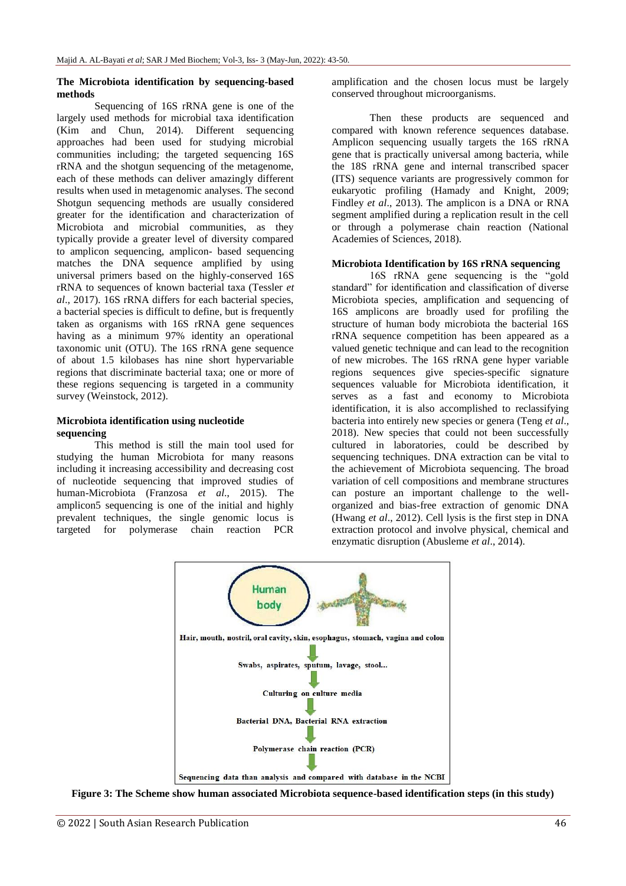### The Microbiota identification by sequencing-based methods

Sequencing of 16S rRNA gene is one of the largely used methods for microbial taxa identification (Kim and Chun, 2014). Different sequencing approaches had been used for studying microbial communities including; the targeted sequencing 16S rRNA and the shotgun sequencing of the metagenome, each of these methods can deliver amazingly different results when used in metagenomic analyses. The second Shotgun sequencing methods are usually considered greater for the identification and characterization of Microbiota and microbial communities, as they typically provide a greater level of diversity compared to amplicon sequencing, amplicon- based sequencing matches the DNA sequence amplified by using universal primers based on the highly-conserved 16S rRNA to sequences of known bacterial taxa (Tessler *et al*., 2017). 16S rRNA differs for each bacterial species, a bacterial species is difficult to define, but is frequently taken as organisms with 16S rRNA gene sequences having as a minimum 97% identity an operational taxonomic unit (OTU). The 16S rRNA gene sequence of about 1.5 kilobases has nine short hypervariable regions that discriminate bacterial taxa; one or more of these regions sequencing is targeted in a community survey (Weinstock, 2012).

### Microbiota identification using nucleotide sequencing

This method is still the main tool used for studying the human Microbiota for many reasons including it increasing accessibility and decreasing cost of nucleotide sequencing that improved studies of human-Microbiota (Franzosa *et al.,* 2015). The amplicon5 sequencing is one of the initial and highly prevalent techniques, the single genomic locus is targeted for polymerase chain reaction PCR amplification and the chosen locus must be largely conserved throughout microorganisms.

Then these products are sequenced and compared with known reference sequences database. Amplicon sequencing usually targets the 16S rRNA gene that is practically universal among bacteria, while the 18S rRNA gene and internal transcribed spacer (ITS) sequence variants are progressively common for eukaryotic profiling (Hamady and Knight, 2009; Findley *et al*., 2013). The amplicon is a DNA or RNA segment amplified during a replication result in the cell or through a polymerase chain reaction (National Academies of Sciences, 2018).

### Microbiota Identification by 16S rRNA sequencing

16S rRNA gene sequencing is the "gold standard" for identification and classification of diverse Microbiota species, amplification and sequencing of 16S amplicons are broadly used for profiling the structure of human body microbiota the bacterial 16S rRNA sequence competition has been appeared as a valued genetic technique and can lead to the recognition of new microbes. The 16S rRNA gene hyper variable regions sequences give species-specific signature sequences valuable for Microbiota identification, it serves as a fast and economy to Microbiota identification, it is also accomplished to reclassifying bacteria into entirely new species or genera (Teng *et al*., 2018). New species that could not been successfully cultured in laboratories, could be described by sequencing techniques. DNA extraction can be vital to the achievement of Microbiota sequencing. The broad variation of cell compositions and membrane structures can posture an important challenge to the well-organized and bias-free extraction of genomic DNA (Hwang *et al*., 2012). Cell lysis is the first step in DNA extraction protocol and involve physical, chemical and enzymatic disruption (Abusleme *et al*., 2014).

Human body

Hair, mouth, nostril, oral cavity, skin, esophagus, stomach, vagina and colon

Swabs, aspirates, sputum, lavage, stool...

Culturing on culture media

Bacterial DNA, Bacterial RNA extraction

Polymerase chain reaction (PCR)

Sequencing data than analysis and compared with database in the NCBI

**Figure 3: The Scheme show human associated Microbiota sequence-based identification steps (in this study)**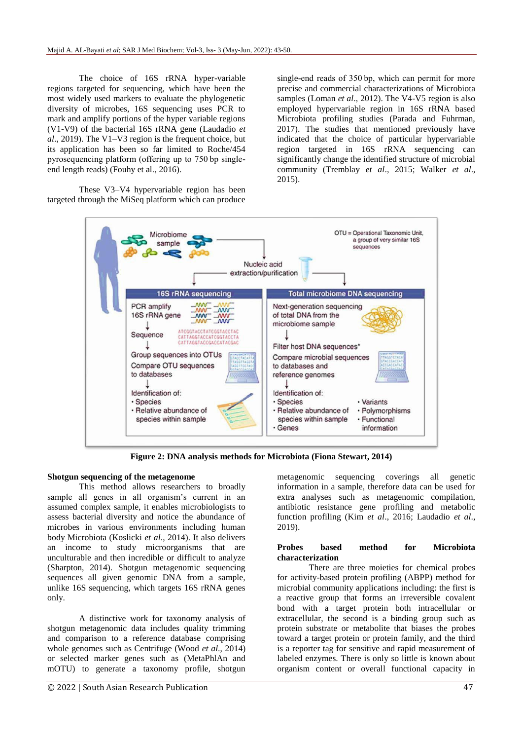The choice of 16S rRNA hyper-variable regions targeted for sequencing, which have been the most widely used markers to evaluate the phylogenetic diversity of microbes, 16S sequencing uses PCR to mark and amplify portions of the hyper variable regions (V1-V9) of the bacterial 16S rRNA gene (Laudadio *et al*., 2019). The V1–V3 region is the frequent choice, but its application has been so far limited to Roche/454 pyrosequencing platform (offering up to 750 bp single-end length reads) (Fouhy et al., 2016).

These V3–V4 hypervariable region has been targeted through the MiSeq platform which can produce single-end reads of 350 bp, which can permit for more precise and commercial characterizations of Microbiota samples (Loman *et al*., 2012). The V4-V5 region is also employed hypervariable region in 16S rRNA based Microbiota profiling studies (Parada and Fuhrman, 2017). The studies that mentioned previously have indicated that the choice of particular hypervariable region targeted in 16S rRNA sequencing can significantly change the identified structure of microbial community (Tremblay *et al*., 2015; Walker *et al*., 2015).

Microbiome sample

Nucleic acid extraction/purification

OTU = Operational Taxonomic Unit, a group of very similar 16S sequences

16S rRNA sequencing

PCR amplify 16S rRNA gene

Sequence

Group sequences into OTUs

Compare OTU sequences to databases

Identification of:
- Species
- Relative abundance of species within sample

Total microbiome DNA sequencing

Next-generation sequencing of total DNA from the microbiome sample

Filter host DNA sequences*

Compare microbial sequences to databases and reference genomes

Identification of:
- Species
- Relative abundance of species within sample
- Genes
- Variants
- Polymorphisms
- Functional information

**Figure 2: DNA analysis methods for Microbiota (Fiona Stewart, 2014)**

**Shotgun sequencing of the metagenome**

This method allows researchers to broadly sample all genes in all organism's current in an assumed complex sample, it enables microbiologists to assess bacterial diversity and notice the abundance of microbes in various environments including human body Microbiota (Koslicki *et al*., 2014). It also delivers an income to study microorganisms that are unculturable and then incredible or difficult to analyze (Sharpton, 2014). Shotgun metagenomic sequencing sequences all given genomic DNA from a sample, unlike 16S sequencing, which targets 16S rRNA genes only.

A distinctive work for taxonomy analysis of shotgun metagenomic data includes quality trimming and comparison to a reference database comprising whole genomes such as Centrifuge (Wood *et al*., 2014) or selected marker genes such as (MetaPhlAn and mOTU) to generate a taxonomy profile, shotgun metagenomic sequencing coverings all genetic information in a sample, therefore data can be used for extra analyses such as metagenomic compilation, antibiotic resistance gene profiling and metabolic function profiling (Kim *et al*., 2016; Laudadio *et al*., 2019).

**Probes based method for Microbiota characterization**

There are three moieties for chemical probes for activity-based protein profiling (ABPP) method for microbial community applications including: the first is a reactive group that forms an irreversible covalent bond with a target protein both intracellular or extracellular, the second is a binding group such as protein substrate or metabolite that biases the probes toward a target protein or protein family, and the third is a reporter tag for sensitive and rapid measurement of labeled enzymes. There is only so little is known about organism content or overall functional capacity in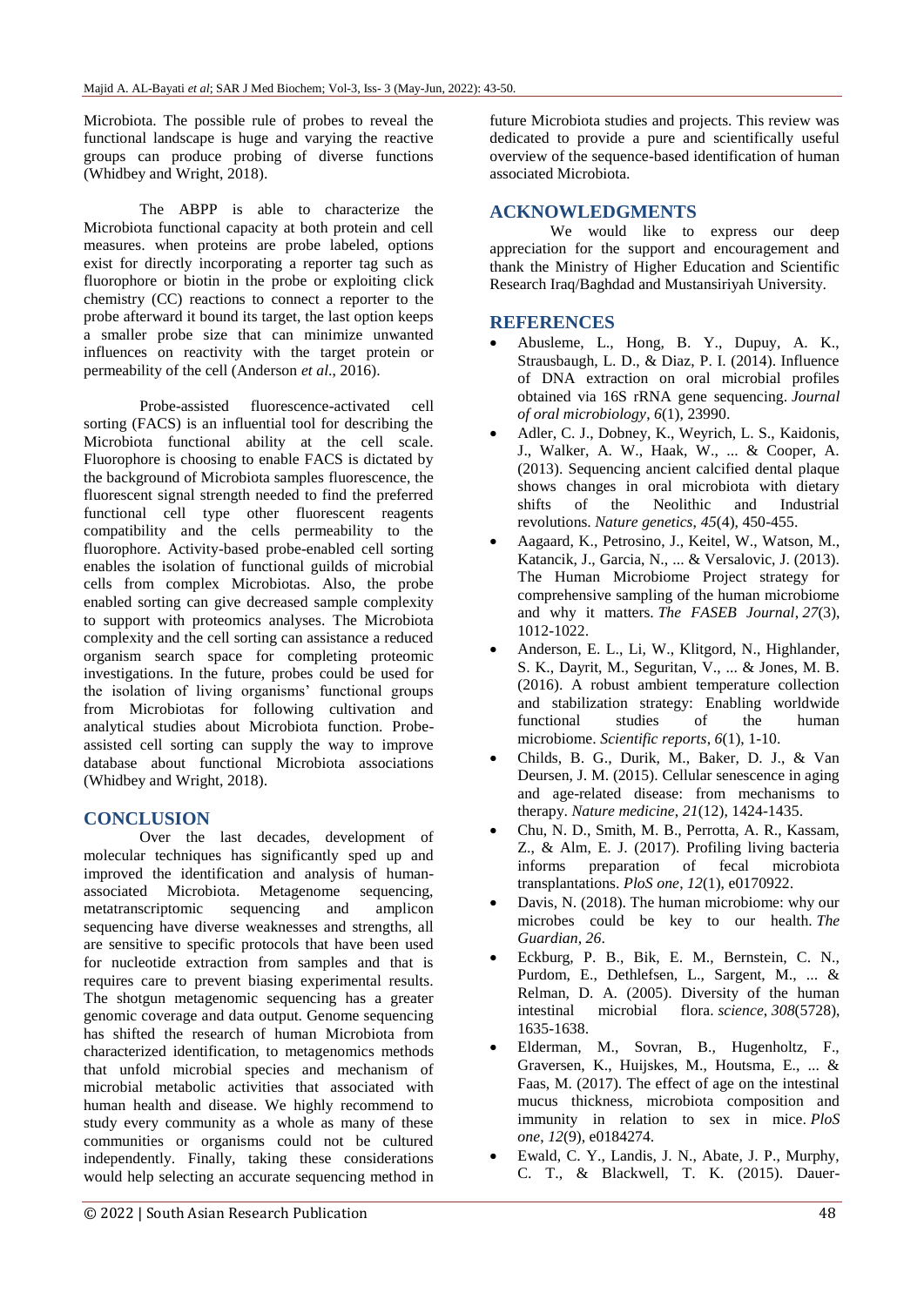Microbiota. The possible rule of probes to reveal the functional landscape is huge and varying the reactive groups can produce probing of diverse functions (Whidbey and Wright, 2018).

The ABPP is able to characterize the Microbiota functional capacity at both protein and cell measures. when proteins are probe labeled, options exist for directly incorporating a reporter tag such as fluorophore or biotin in the probe or exploiting click chemistry (CC) reactions to connect a reporter to the probe afterward it bound its target, the last option keeps a smaller probe size that can minimize unwanted influences on reactivity with the target protein or permeability of the cell (Anderson *et al*., 2016).

Probe-assisted fluorescence-activated cell sorting (FACS) is an influential tool for describing the Microbiota functional ability at the cell scale. Fluorophore is choosing to enable FACS is dictated by the background of Microbiota samples fluorescence, the fluorescent signal strength needed to find the preferred functional cell type other fluorescent reagents compatibility and the cells permeability to the fluorophore. Activity-based probe-enabled cell sorting enables the isolation of functional guilds of microbial cells from complex Microbiotas. Also, the probe enabled sorting can give decreased sample complexity to support with proteomics analyses. The Microbiota complexity and the cell sorting can assistance a reduced organism search space for completing proteomic investigations. In the future, probes could be used for the isolation of living organisms' functional groups from Microbiotas for following cultivation and analytical studies about Microbiota function. Probe-assisted cell sorting can supply the way to improve database about functional Microbiota associations (Whidbey and Wright, 2018).

## CONCLUSION

Over the last decades, development of molecular techniques has significantly sped up and improved the identification and analysis of human-associated Microbiota. Metagenome sequencing, metatranscriptomic sequencing and amplicon sequencing have diverse weaknesses and strengths, all are sensitive to specific protocols that have been used for nucleotide extraction from samples and that is requires care to prevent biasing experimental results. The shotgun metagenomic sequencing has a greater genomic coverage and data output. Genome sequencing has shifted the research of human Microbiota from characterized identification, to metagenomics methods that unfold microbial species and mechanism of microbial metabolic activities that associated with human health and disease. We highly recommend to study every community as a whole as many of these communities or organisms could not be cultured independently. Finally, taking these considerations would help selecting an accurate sequencing method in future Microbiota studies and projects. This review was dedicated to provide a pure and scientifically useful overview of the sequence-based identification of human associated Microbiota.

## ACKNOWLEDGMENTS

We would like to express our deep appreciation for the support and encouragement and thank the Ministry of Higher Education and Scientific Research Iraq/Baghdad and Mustansiriyah University.

## REFERENCES

- Abusleme, L., Hong, B. Y., Dupuy, A. K., Strausbaugh, L. D., & Diaz, P. I. (2014). Influence of DNA extraction on oral microbial profiles obtained via 16S rRNA gene sequencing. *Journal of oral microbiology*, *6*(1), 23990.
- Adler, C. J., Dobney, K., Weyrich, L. S., Kaidonis, J., Walker, A. W., Haak, W., ... & Cooper, A. (2013). Sequencing ancient calcified dental plaque shows changes in oral microbiota with dietary shifts of the Neolithic and Industrial revolutions. *Nature genetics*, *45*(4), 450-455.
- Aagaard, K., Petrosino, J., Keitel, W., Watson, M., Katancik, J., Garcia, N., ... & Versalovic, J. (2013). The Human Microbiome Project strategy for comprehensive sampling of the human microbiome and why it matters. *The FASEB Journal*, *27*(3), 1012-1022.
- Anderson, E. L., Li, W., Klitgord, N., Highlander, S. K., Dayrit, M., Seguritan, V., ... & Jones, M. B. (2016). A robust ambient temperature collection and stabilization strategy: Enabling worldwide functional studies of the human microbiome. *Scientific reports*, *6*(1), 1-10.
- Childs, B. G., Durik, M., Baker, D. J., & Van Deursen, J. M. (2015). Cellular senescence in aging and age-related disease: from mechanisms to therapy. *Nature medicine*, *21*(12), 1424-1435.
- Chu, N. D., Smith, M. B., Perrotta, A. R., Kassam, Z., & Alm, E. J. (2017). Profiling living bacteria informs preparation of fecal microbiota transplantations. *PloS one*, *12*(1), e0170922.
- Davis, N. (2018). The human microbiome: why our microbes could be key to our health. *The Guardian*, *26*.
- Eckburg, P. B., Bik, E. M., Bernstein, C. N., Purdom, E., Dethlefsen, L., Sargent, M., ... & Relman, D. A. (2005). Diversity of the human intestinal microbial flora. *science*, *308*(5728), 1635-1638.
- Elderman, M., Sovran, B., Hugenholtz, F., Graversen, K., Huijskes, M., Houtsma, E., ... & Faas, M. (2017). The effect of age on the intestinal mucus thickness, microbiota composition and immunity in relation to sex in mice. *PloS one*, *12*(9), e0184274.
- Ewald, C. Y., Landis, J. N., Abate, J. P., Murphy, C. T., & Blackwell, T. K. (2015). Dauer-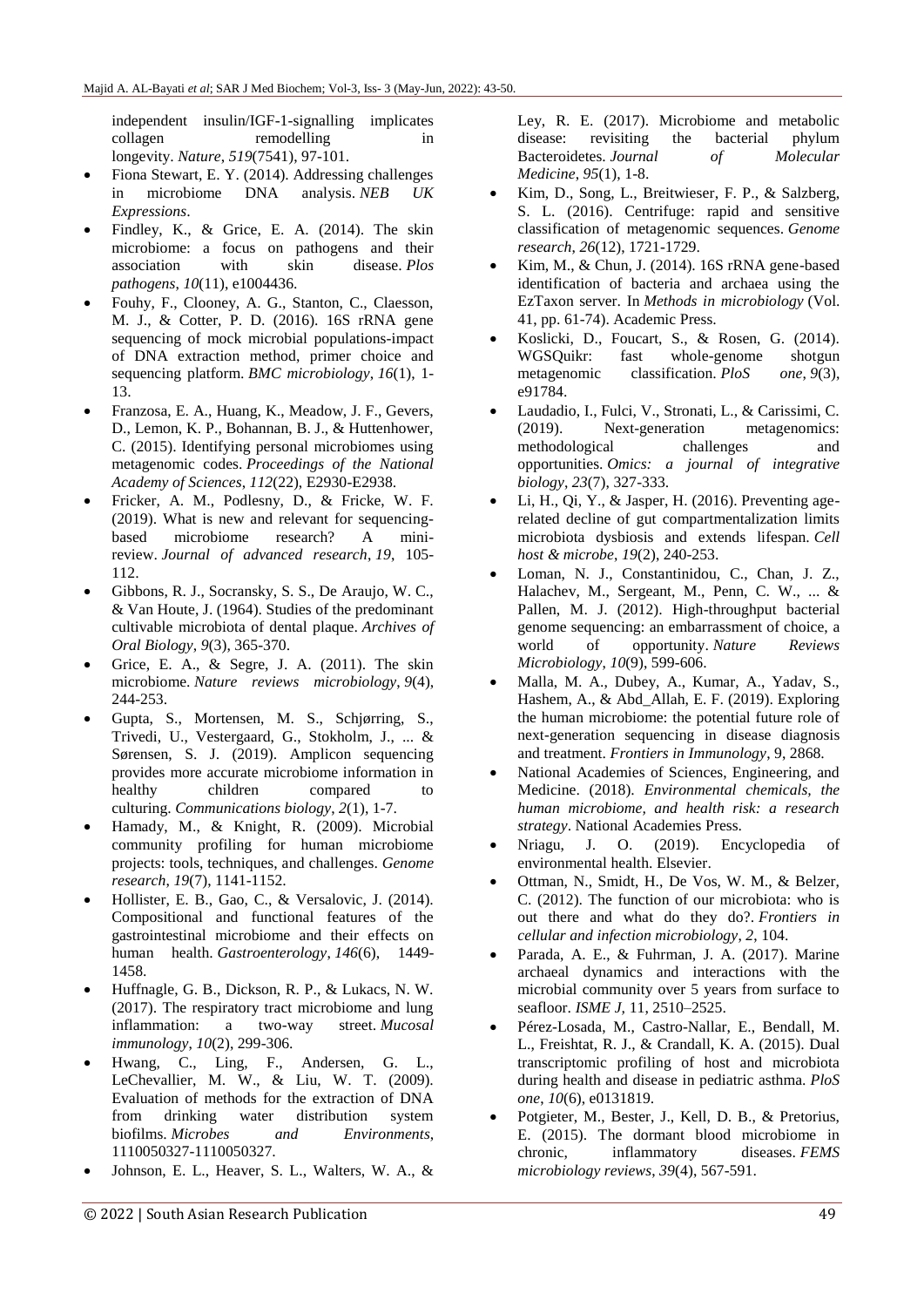independent insulin/IGF-1-signalling implicates collagen remodelling in longevity. *Nature*, *519*(7541), 97-101.

- Fiona Stewart, E. Y. (2014). Addressing challenges in microbiome DNA analysis. *NEB UK Expressions*.
- Findley, K., & Grice, E. A. (2014). The skin microbiome: a focus on pathogens and their association with skin disease. *Plos pathogens*, *10*(11), e1004436.
- Fouhy, F., Clooney, A. G., Stanton, C., Claesson, M. J., & Cotter, P. D. (2016). 16S rRNA gene sequencing of mock microbial populations-impact of DNA extraction method, primer choice and sequencing platform. *BMC microbiology*, *16*(1), 1-13.
- Franzosa, E. A., Huang, K., Meadow, J. F., Gevers, D., Lemon, K. P., Bohannan, B. J., & Huttenhower, C. (2015). Identifying personal microbiomes using metagenomic codes. *Proceedings of the National Academy of Sciences*, *112*(22), E2930-E2938.
- Fricker, A. M., Podlesny, D., & Fricke, W. F. (2019). What is new and relevant for sequencing-based microbiome research? A mini-review. *Journal of advanced research*, *19*, 105-112.
- Gibbons, R. J., Socransky, S. S., De Araujo, W. C., & Van Houte, J. (1964). Studies of the predominant cultivable microbiota of dental plaque. *Archives of Oral Biology*, *9*(3), 365-370.
- Grice, E. A., & Segre, J. A. (2011). The skin microbiome. *Nature reviews microbiology*, *9*(4), 244-253.
- Gupta, S., Mortensen, M. S., Schjørring, S., Trivedi, U., Vestergaard, G., Stokholm, J., ... & Sørensen, S. J. (2019). Amplicon sequencing provides more accurate microbiome information in healthy children compared to culturing. *Communications biology*, *2*(1), 1-7.
- Hamady, M., & Knight, R. (2009). Microbial community profiling for human microbiome projects: tools, techniques, and challenges. *Genome research*, *19*(7), 1141-1152.
- Hollister, E. B., Gao, C., & Versalovic, J. (2014). Compositional and functional features of the gastrointestinal microbiome and their effects on human health. *Gastroenterology*, *146*(6), 1449-1458.
- Huffnagle, G. B., Dickson, R. P., & Lukacs, N. W. (2017). The respiratory tract microbiome and lung inflammation: a two-way street. *Mucosal immunology*, *10*(2), 299-306.
- Hwang, C., Ling, F., Andersen, G. L., LeChevallier, M. W., & Liu, W. T. (2009). Evaluation of methods for the extraction of DNA from drinking water distribution system biofilms. *Microbes and Environments*, 1110050327-1110050327.
- Johnson, E. L., Heaver, S. L., Walters, W. A., & Ley, R. E. (2017). Microbiome and metabolic disease: revisiting the bacterial phylum Bacteroidetes. *Journal of Molecular Medicine*, *95*(1), 1-8.
- Kim, D., Song, L., Breitwieser, F. P., & Salzberg, S. L. (2016). Centrifuge: rapid and sensitive classification of metagenomic sequences. *Genome research*, *26*(12), 1721-1729.
- Kim, M., & Chun, J. (2014). 16S rRNA gene-based identification of bacteria and archaea using the EzTaxon server. In *Methods in microbiology* (Vol. 41, pp. 61-74). Academic Press.
- Koslicki, D., Foucart, S., & Rosen, G. (2014). WGSQuikr: fast whole-genome shotgun metagenomic classification. *PloS one*, *9*(3), e91784.
- Laudadio, I., Fulci, V., Stronati, L., & Carissimi, C. (2019). Next-generation metagenomics: methodological challenges and opportunities. *Omics: a journal of integrative biology*, *23*(7), 327-333.
- Li, H., Qi, Y., & Jasper, H. (2016). Preventing age-related decline of gut compartmentalization limits microbiota dysbiosis and extends lifespan. *Cell host & microbe*, *19*(2), 240-253.
- Loman, N. J., Constantinidou, C., Chan, J. Z., Halachev, M., Sergeant, M., Penn, C. W., ... & Pallen, M. J. (2012). High-throughput bacterial genome sequencing: an embarrassment of choice, a world of opportunity. *Nature Reviews Microbiology*, *10*(9), 599-606.
- Malla, M. A., Dubey, A., Kumar, A., Yadav, S., Hashem, A., & Abd_Allah, E. F. (2019). Exploring the human microbiome: the potential future role of next-generation sequencing in disease diagnosis and treatment. *Frontiers in Immunology*, 9, 2868.
- National Academies of Sciences, Engineering, and Medicine. (2018). *Environmental chemicals, the human microbiome, and health risk: a research strategy*. National Academies Press.
- Nriagu, J. O. (2019). Encyclopedia of environmental health. Elsevier.
- Ottman, N., Smidt, H., De Vos, W. M., & Belzer, C. (2012). The function of our microbiota: who is out there and what do they do?. *Frontiers in cellular and infection microbiology*, *2*, 104.
- Parada, A. E., & Fuhrman, J. A. (2017). Marine archaeal dynamics and interactions with the microbial community over 5 years from surface to seafloor. *ISME J*, 11, 2510–2525.
- Pérez-Losada, M., Castro-Nallar, E., Bendall, M. L., Freishtat, R. J., & Crandall, K. A. (2015). Dual transcriptomic profiling of host and microbiota during health and disease in pediatric asthma. *PloS one*, *10*(6), e0131819.
- Potgieter, M., Bester, J., Kell, D. B., & Pretorius, E. (2015). The dormant blood microbiome in chronic, inflammatory diseases. *FEMS microbiology reviews*, *39*(4), 567-591.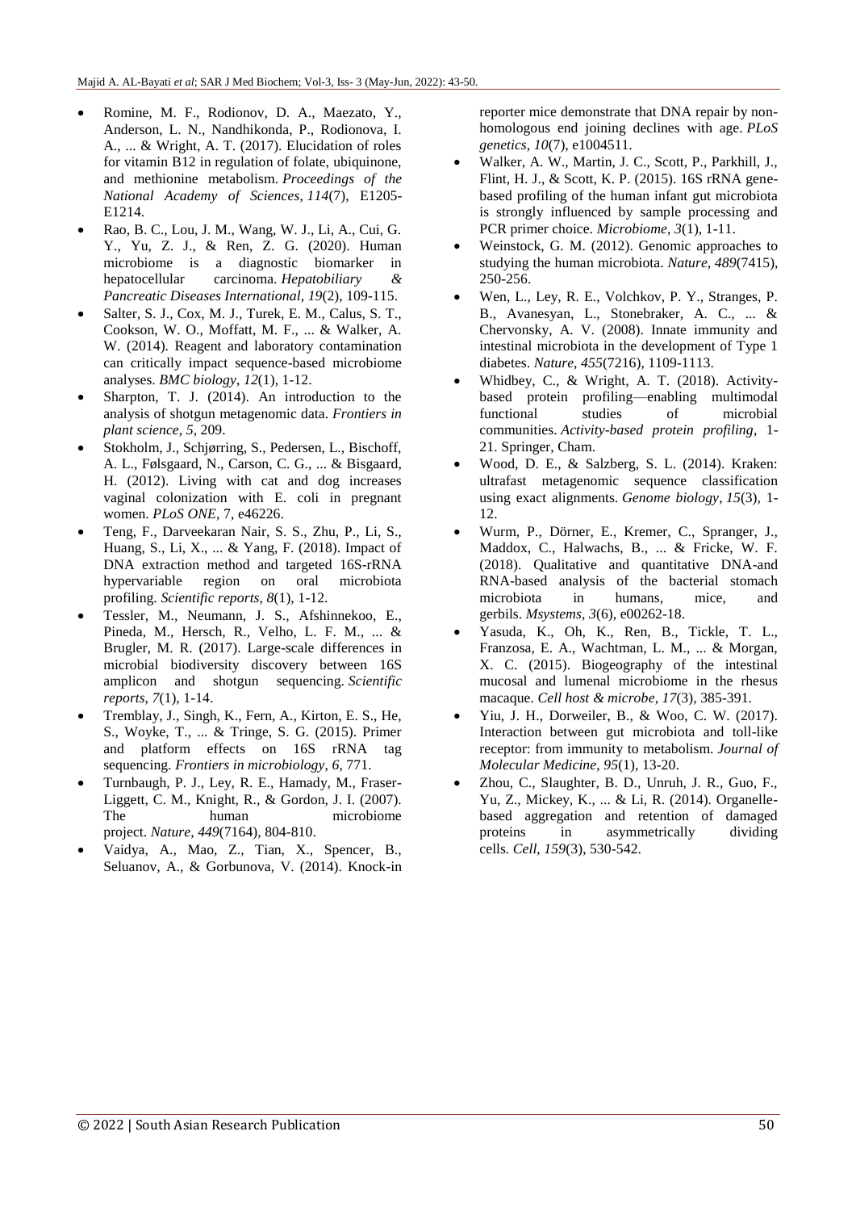- Romine, M. F., Rodionov, D. A., Maezato, Y., Anderson, L. N., Nandhikonda, P., Rodionova, I. A., ... & Wright, A. T. (2017). Elucidation of roles for vitamin B12 in regulation of folate, ubiquinone, and methionine metabolism. *Proceedings of the National Academy of Sciences*, *114*(7), E1205-E1214.
- Rao, B. C., Lou, J. M., Wang, W. J., Li, A., Cui, G. Y., Yu, Z. J., & Ren, Z. G. (2020). Human microbiome is a diagnostic biomarker in hepatocellular carcinoma. *Hepatobiliary & Pancreatic Diseases International*, *19*(2), 109-115.
- Salter, S. J., Cox, M. J., Turek, E. M., Calus, S. T., Cookson, W. O., Moffatt, M. F., ... & Walker, A. W. (2014). Reagent and laboratory contamination can critically impact sequence-based microbiome analyses. *BMC biology*, *12*(1), 1-12.
- Sharpton, T. J. (2014). An introduction to the analysis of shotgun metagenomic data. *Frontiers in plant science*, *5*, 209.
- Stokholm, J., Schjørring, S., Pedersen, L., Bischoff, A. L., Følsgaard, N., Carson, C. G., ... & Bisgaard, H. (2012). Living with cat and dog increases vaginal colonization with E. coli in pregnant women. *PLoS ONE*, 7, e46226.
- Teng, F., Darveekaran Nair, S. S., Zhu, P., Li, S., Huang, S., Li, X., ... & Yang, F. (2018). Impact of DNA extraction method and targeted 16S-rRNA hypervariable region on oral microbiota profiling. *Scientific reports*, *8*(1), 1-12.
- Tessler, M., Neumann, J. S., Afshinnekoo, E., Pineda, M., Hersch, R., Velho, L. F. M., ... & Brugler, M. R. (2017). Large-scale differences in microbial biodiversity discovery between 16S amplicon and shotgun sequencing. *Scientific reports*, *7*(1), 1-14.
- Tremblay, J., Singh, K., Fern, A., Kirton, E. S., He, S., Woyke, T., ... & Tringe, S. G. (2015). Primer and platform effects on 16S rRNA tag sequencing. *Frontiers in microbiology*, *6*, 771.
- Turnbaugh, P. J., Ley, R. E., Hamady, M., Fraser-Liggett, C. M., Knight, R., & Gordon, J. I. (2007). The human microbiome project. *Nature*, *449*(7164), 804-810.
- Vaidya, A., Mao, Z., Tian, X., Spencer, B., Seluanov, A., & Gorbunova, V. (2014). Knock-in reporter mice demonstrate that DNA repair by non-homologous end joining declines with age. *PLoS genetics*, *10*(7), e1004511.
- Walker, A. W., Martin, J. C., Scott, P., Parkhill, J., Flint, H. J., & Scott, K. P. (2015). 16S rRNA gene-based profiling of the human infant gut microbiota is strongly influenced by sample processing and PCR primer choice. *Microbiome*, *3*(1), 1-11.
- Weinstock, G. M. (2012). Genomic approaches to studying the human microbiota. *Nature*, *489*(7415), 250-256.
- Wen, L., Ley, R. E., Volchkov, P. Y., Stranges, P. B., Avanesyan, L., Stonebraker, A. C., ... & Chervonsky, A. V. (2008). Innate immunity and intestinal microbiota in the development of Type 1 diabetes. *Nature*, *455*(7216), 1109-1113.
- Whidbey, C., & Wright, A. T. (2018). Activity-based protein profiling—enabling multimodal functional studies of microbial communities. *Activity-based protein profiling*, 1-21. Springer, Cham.
- Wood, D. E., & Salzberg, S. L. (2014). Kraken: ultrafast metagenomic sequence classification using exact alignments. *Genome biology*, *15*(3), 1-12.
- Wurm, P., Dörner, E., Kremer, C., Spranger, J., Maddox, C., Halwachs, B., ... & Fricke, W. F. (2018). Qualitative and quantitative DNA-and RNA-based analysis of the bacterial stomach microbiota in humans, mice, and gerbils. *Msystems*, *3*(6), e00262-18.
- Yasuda, K., Oh, K., Ren, B., Tickle, T. L., Franzosa, E. A., Wachtman, L. M., ... & Morgan, X. C. (2015). Biogeography of the intestinal mucosal and lumenal microbiome in the rhesus macaque. *Cell host & microbe*, *17*(3), 385-391.
- Yiu, J. H., Dorweiler, B., & Woo, C. W. (2017). Interaction between gut microbiota and toll-like receptor: from immunity to metabolism. *Journal of Molecular Medicine*, *95*(1), 13-20.
- Zhou, C., Slaughter, B. D., Unruh, J. R., Guo, F., Yu, Z., Mickey, K., ... & Li, R. (2014). Organelle-based aggregation and retention of damaged proteins in asymmetrically dividing cells. *Cell*, *159*(3), 530-542.